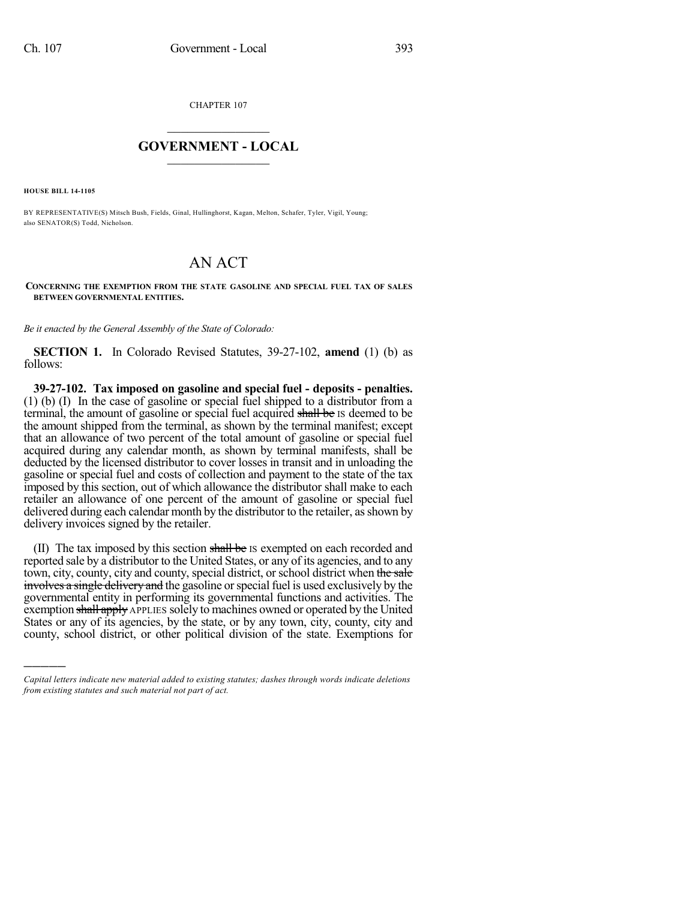CHAPTER 107

# GOVERNMENT - LOCAL

**HOUSE BILL 14-1105**

BY REPRESENTATIVE(S) Mitsch Bush, Fields, Ginal, Hullinghorst, Kagan, Melton, Schafer, Tyler, Vigil, Young; also SENATOR(S) Todd, Nicholson.

# AN ACT

**CONCERNING THE EXEMPTION FROM THE STATE GASOLINE AND SPECIAL FUEL TAX OF SALES BETWEEN GOVERNMENTAL ENTITIES.**

*Be it enacted by the General Assembly of the State of Colorado:*

**SECTION 1.** In Colorado Revised Statutes, 39-27-102, **amend** (1) (b) as follows:

**39-27-102. Tax imposed on gasoline and special fuel - deposits - penalties.** (1) (b) (I) In the case of gasoline or special fuel shipped to a distributor from a terminal, the amount of gasoline or special fuel acquired ~~shall be~~ IS deemed to be the amount shipped from the terminal, as shown by the terminal manifest; except that an allowance of two percent of the total amount of gasoline or special fuel acquired during any calendar month, as shown by terminal manifests, shall be deducted by the licensed distributor to cover losses in transit and in unloading the gasoline or special fuel and costs of collection and payment to the state of the tax imposed by this section, out of which allowance the distributor shall make to each retailer an allowance of one percent of the amount of gasoline or special fuel delivered during each calendar month by the distributor to the retailer, as shown by delivery invoices signed by the retailer.

(II) The tax imposed by this section ~~shall be~~ IS exempted on each recorded and reported sale by a distributor to the United States, or any of its agencies, and to any town, city, county, city and county, special district, or school district when ~~the sale involves a single delivery and~~ the gasoline or special fuel is used exclusively by the governmental entity in performing its governmental functions and activities. The exemption ~~shall apply~~ APPLIES solely to machines owned or operated by the United States or any of its agencies, by the state, or by any town, city, county, city and county, school district, or other political division of the state. Exemptions for

*Capital letters indicate new material added to existing statutes; dashes through words indicate deletions from existing statutes and such material not part of act.*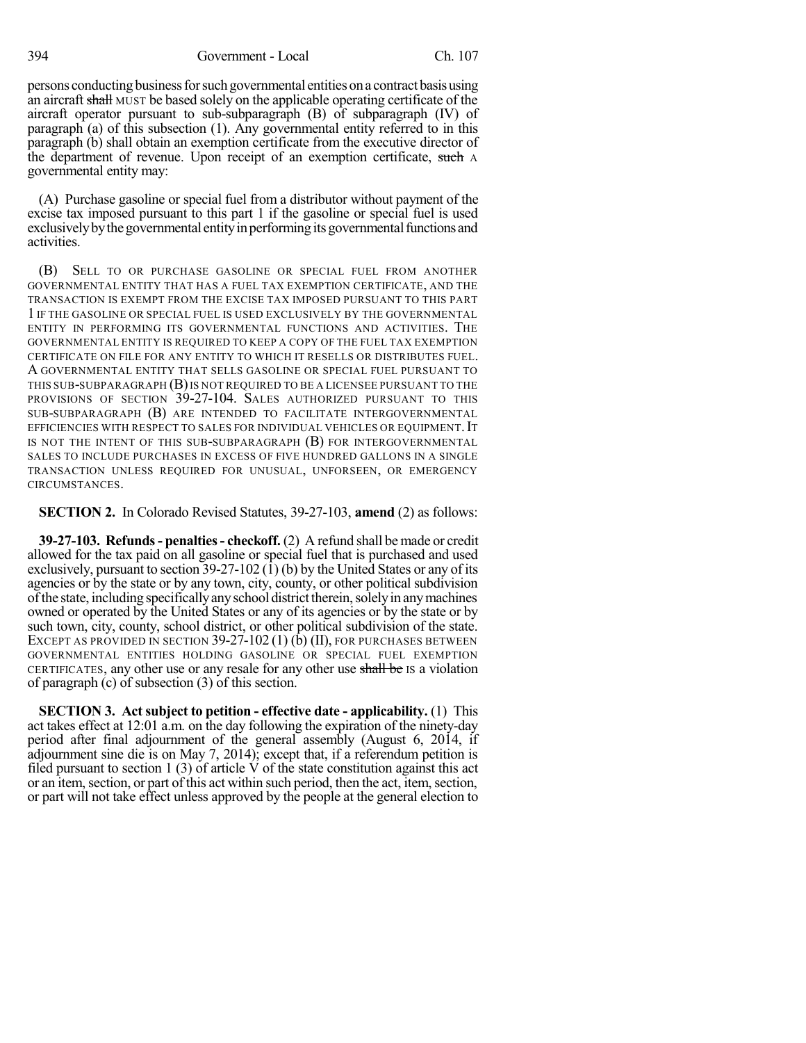persons conducting business for such governmental entities on a contract basis using an aircraft ~~shall~~ MUST be based solely on the applicable operating certificate of the aircraft operator pursuant to sub-subparagraph (B) of subparagraph (IV) of paragraph (a) of this subsection (1). Any governmental entity referred to in this paragraph (b) shall obtain an exemption certificate from the executive director of the department of revenue. Upon receipt of an exemption certificate, ~~such~~ A governmental entity may:

(A) Purchase gasoline or special fuel from a distributor without payment of the excise tax imposed pursuant to this part 1 if the gasoline or special fuel is used exclusively by the governmental entity in performing its governmental functions and activities.

(B) SELL TO OR PURCHASE GASOLINE OR SPECIAL FUEL FROM ANOTHER GOVERNMENTAL ENTITY THAT HAS A FUEL TAX EXEMPTION CERTIFICATE, AND THE TRANSACTION IS EXEMPT FROM THE EXCISE TAX IMPOSED PURSUANT TO THIS PART 1 IF THE GASOLINE OR SPECIAL FUEL IS USED EXCLUSIVELY BY THE GOVERNMENTAL ENTITY IN PERFORMING ITS GOVERNMENTAL FUNCTIONS AND ACTIVITIES. THE GOVERNMENTAL ENTITY IS REQUIRED TO KEEP A COPY OF THE FUEL TAX EXEMPTION CERTIFICATE ON FILE FOR ANY ENTITY TO WHICH IT RESELLS OR DISTRIBUTES FUEL. A GOVERNMENTAL ENTITY THAT SELLS GASOLINE OR SPECIAL FUEL PURSUANT TO THIS SUB-SUBPARAGRAPH (B) IS NOT REQUIRED TO BE A LICENSEE PURSUANT TO THE PROVISIONS OF SECTION 39-27-104. SALES AUTHORIZED PURSUANT TO THIS SUB-SUBPARAGRAPH (B) ARE INTENDED TO FACILITATE INTERGOVERNMENTAL EFFICIENCIES WITH RESPECT TO SALES FOR INDIVIDUAL VEHICLES OR EQUIPMENT. IT IS NOT THE INTENT OF THIS SUB-SUBPARAGRAPH (B) FOR INTERGOVERNMENTAL SALES TO INCLUDE PURCHASES IN EXCESS OF FIVE HUNDRED GALLONS IN A SINGLE TRANSACTION UNLESS REQUIRED FOR UNUSUAL, UNFORSEEN, OR EMERGENCY CIRCUMSTANCES.

**SECTION 2.** In Colorado Revised Statutes, 39-27-103, **amend** (2) as follows:

**39-27-103. Refunds - penalties - checkoff.** (2) A refund shall be made or credit allowed for the tax paid on all gasoline or special fuel that is purchased and used exclusively, pursuant to section 39-27-102 (1) (b) by the United States or any of its agencies or by the state or by any town, city, county, or other political subdivision of the state, including specifically any school district therein, solely in any machines owned or operated by the United States or any of its agencies or by the state or by such town, city, county, school district, or other political subdivision of the state. EXCEPT AS PROVIDED IN SECTION 39-27-102 (1) (b) (II), FOR PURCHASES BETWEEN GOVERNMENTAL ENTITIES HOLDING GASOLINE OR SPECIAL FUEL EXEMPTION CERTIFICATES, any other use or any resale for any other use ~~shall be~~ IS a violation of paragraph (c) of subsection (3) of this section.

**SECTION 3. Act subject to petition - effective date - applicability.** (1) This act takes effect at 12:01 a.m. on the day following the expiration of the ninety-day period after final adjournment of the general assembly (August 6, 2014, if adjournment sine die is on May 7, 2014); except that, if a referendum petition is filed pursuant to section 1 (3) of article V of the state constitution against this act or an item, section, or part of this act within such period, then the act, item, section, or part will not take effect unless approved by the people at the general election to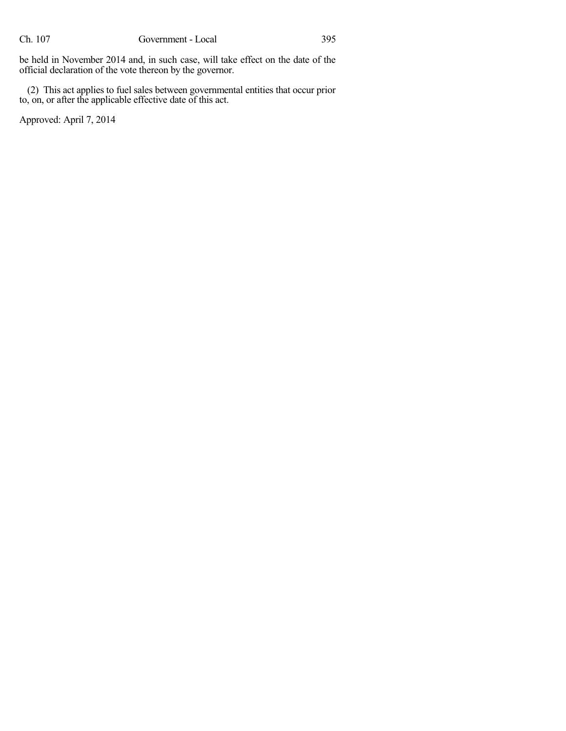be held in November 2014 and, in such case, will take effect on the date of the official declaration of the vote thereon by the governor.

(2) This act applies to fuel sales between governmental entities that occur prior to, on, or after the applicable effective date of this act.

Approved: April 7, 2014